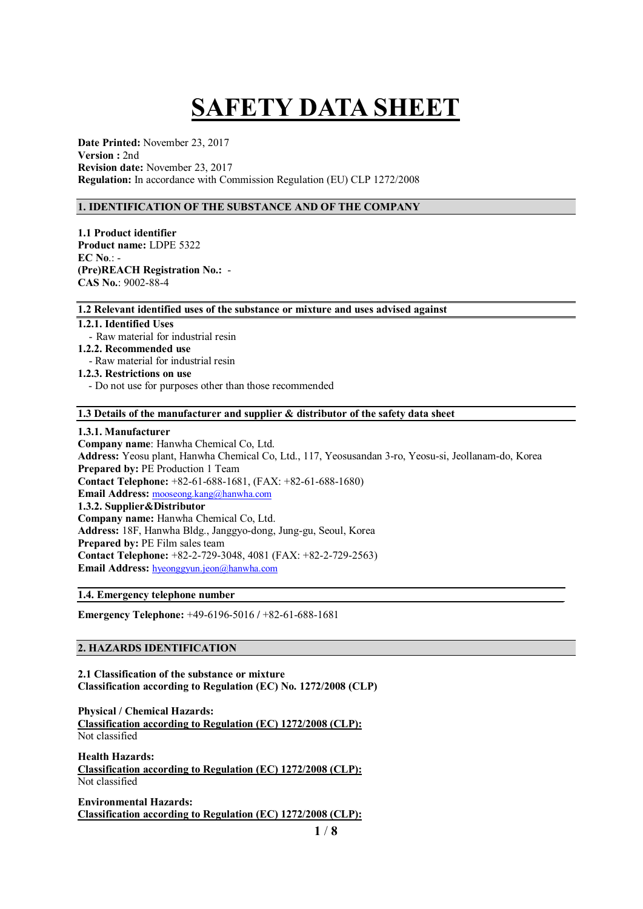# SAFETY DATA SHEET

**Date Printed:** November 23, 2017
**Version :** 2nd
**Revision date:** November 23, 2017
**Regulation:** In accordance with Commission Regulation (EU) CLP 1272/2008

## 1. IDENTIFICATION OF THE SUBSTANCE AND OF THE COMPANY

**1.1 Product identifier**
**Product name:** LDPE 5322
**EC No**.: -
**(Pre)REACH Registration No.:** -
**CAS No.**: 9002-88-4

### 1.2 Relevant identified uses of the substance or mixture and uses advised against

**1.2.1. Identified Uses**
- Raw material for industrial resin

**1.2.2. Recommended use**
- Raw material for industrial resin

**1.2.3. Restrictions on use**
- Do not use for purposes other than those recommended

### 1.3 Details of the manufacturer and supplier & distributor of the safety data sheet

**1.3.1. Manufacturer**
**Company name**: Hanwha Chemical Co, Ltd.
**Address:** Yeosu plant, Hanwha Chemical Co, Ltd., 117, Yeosusandan 3-ro, Yeosu-si, Jeollanam-do, Korea
**Prepared by:** PE Production 1 Team
**Contact Telephone:** +82-61-688-1681, (FAX: +82-61-688-1680)
**Email Address:** mooseong.kang@hanwha.com
**1.3.2. Supplier&Distributor**
**Company name:** Hanwha Chemical Co, Ltd.
**Address:** 18F, Hanwha Bldg., Janggyo-dong, Jung-gu, Seoul, Korea
**Prepared by:** PE Film sales team
**Contact Telephone:** +82-2-729-3048, 4081 (FAX: +82-2-729-2563)
**Email Address:** hyeonggyun.jeon@hanwha.com

### 1.4. Emergency telephone number

**Emergency Telephone:** +49-6196-5016 / +82-61-688-1681

## 2. HAZARDS IDENTIFICATION

**2.1 Classification of the substance or mixture**
**Classification according to Regulation (EC) No. 1272/2008 (CLP)**

**Physical / Chemical Hazards:**
**Classification according to Regulation (EC) 1272/2008 (CLP):**
Not classified

**Health Hazards:**
**Classification according to Regulation (EC) 1272/2008 (CLP):**
Not classified

**Environmental Hazards:**
**Classification according to Regulation (EC) 1272/2008 (CLP):**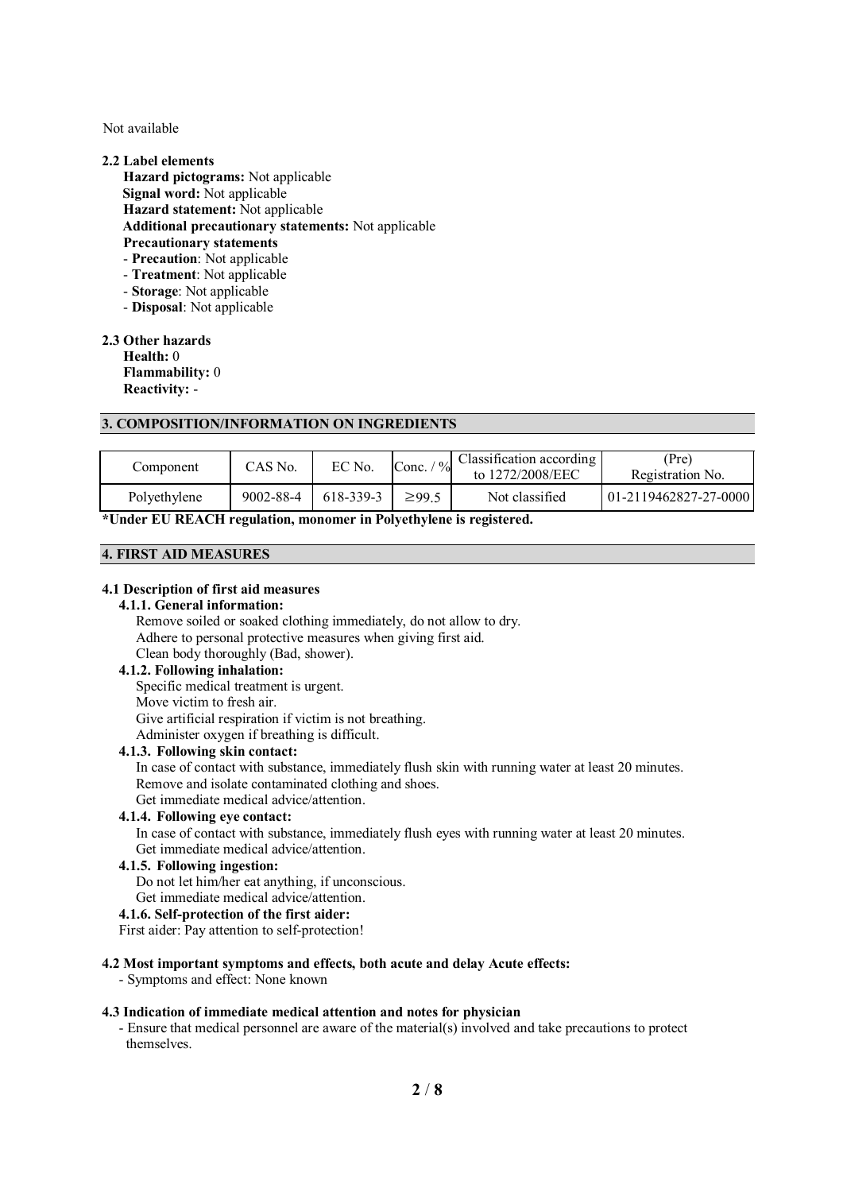Not available

**2.2 Label elements**

**Hazard pictograms:** Not applicable
**Signal word:** Not applicable
**Hazard statement:** Not applicable
**Additional precautionary statements:** Not applicable
**Precautionary statements**
- **Precaution**: Not applicable
- **Treatment**: Not applicable
- **Storage**: Not applicable
- **Disposal**: Not applicable

**2.3 Other hazards**

**Health:** 0
**Flammability:** 0
**Reactivity:** -

## 3. COMPOSITION/INFORMATION ON INGREDIENTS

| Component | CAS No. | EC No. | Conc. / % | Classification according to 1272/2008/EEC | (Pre) Registration No. |
|---|---|---|---|---|---|
| Polyethylene | 9002-88-4 | 618-339-3 | ≥99.5 | Not classified | 01-2119462827-27-0000 |

**\*Under EU REACH regulation, monomer in Polyethylene is registered.**

## 4. FIRST AID MEASURES

**4.1 Description of first aid measures**

**4.1.1. General information:**
Remove soiled or soaked clothing immediately, do not allow to dry.
Adhere to personal protective measures when giving first aid.
Clean body thoroughly (Bad, shower).

**4.1.2. Following inhalation:**
Specific medical treatment is urgent.
Move victim to fresh air.
Give artificial respiration if victim is not breathing.
Administer oxygen if breathing is difficult.

**4.1.3. Following skin contact:**
In case of contact with substance, immediately flush skin with running water at least 20 minutes.
Remove and isolate contaminated clothing and shoes.
Get immediate medical advice/attention.

**4.1.4. Following eye contact:**
In case of contact with substance, immediately flush eyes with running water at least 20 minutes.
Get immediate medical advice/attention.

**4.1.5. Following ingestion:**
Do not let him/her eat anything, if unconscious.
Get immediate medical advice/attention.

**4.1.6. Self-protection of the first aider:**
First aider: Pay attention to self-protection!

**4.2 Most important symptoms and effects, both acute and delay Acute effects:**

- Symptoms and effect: None known

**4.3 Indication of immediate medical attention and notes for physician**

- Ensure that medical personnel are aware of the material(s) involved and take precautions to protect themselves.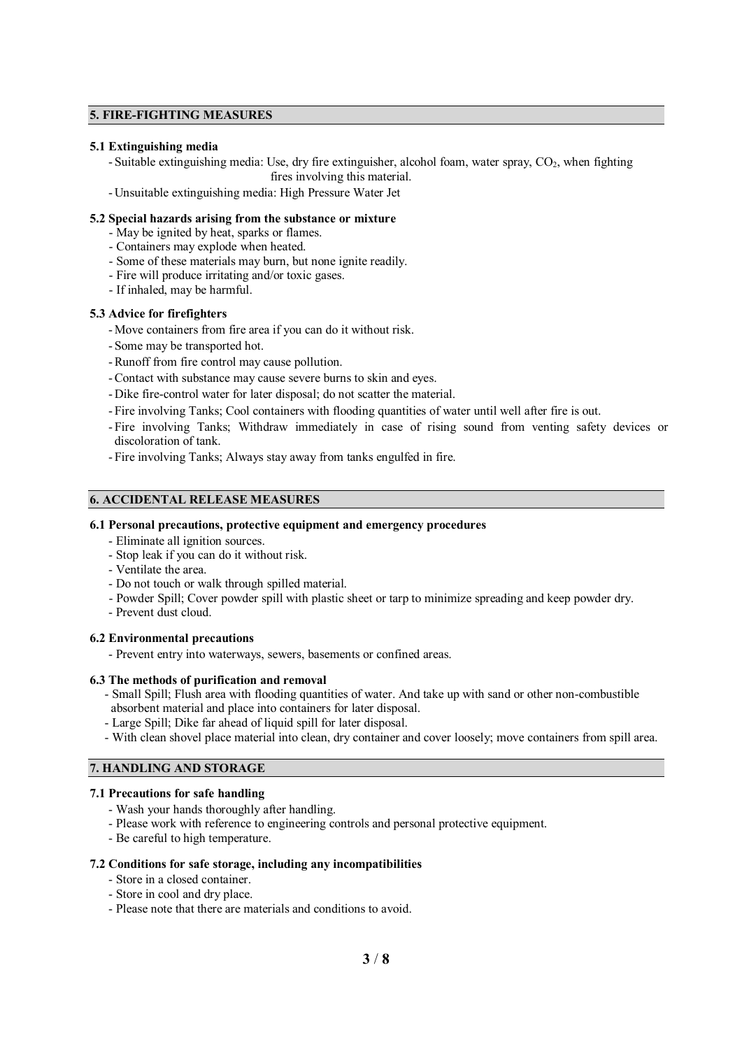## 5. FIRE-FIGHTING MEASURES

### 5.1 Extinguishing media

- Suitable extinguishing media: Use, dry fire extinguisher, alcohol foam, water spray, $CO_2$, when fighting fires involving this material.
- Unsuitable extinguishing media: High Pressure Water Jet

### 5.2 Special hazards arising from the substance or mixture

- May be ignited by heat, sparks or flames.
- Containers may explode when heated.
- Some of these materials may burn, but none ignite readily.
- Fire will produce irritating and/or toxic gases.
- If inhaled, may be harmful.

### 5.3 Advice for firefighters

- Move containers from fire area if you can do it without risk.
- Some may be transported hot.
- Runoff from fire control may cause pollution.
- Contact with substance may cause severe burns to skin and eyes.
- Dike fire-control water for later disposal; do not scatter the material.
- Fire involving Tanks; Cool containers with flooding quantities of water until well after fire is out.
- Fire involving Tanks; Withdraw immediately in case of rising sound from venting safety devices or discoloration of tank.
- Fire involving Tanks; Always stay away from tanks engulfed in fire.

## 6. ACCIDENTAL RELEASE MEASURES

### 6.1 Personal precautions, protective equipment and emergency procedures

- Eliminate all ignition sources.
- Stop leak if you can do it without risk.
- Ventilate the area.
- Do not touch or walk through spilled material.
- Powder Spill; Cover powder spill with plastic sheet or tarp to minimize spreading and keep powder dry.
- Prevent dust cloud.

### 6.2 Environmental precautions

- Prevent entry into waterways, sewers, basements or confined areas.

### 6.3 The methods of purification and removal

- Small Spill; Flush area with flooding quantities of water. And take up with sand or other non-combustible absorbent material and place into containers for later disposal.
- Large Spill; Dike far ahead of liquid spill for later disposal.
- With clean shovel place material into clean, dry container and cover loosely; move containers from spill area.

## 7. HANDLING AND STORAGE

### 7.1 Precautions for safe handling

- Wash your hands thoroughly after handling.
- Please work with reference to engineering controls and personal protective equipment.
- Be careful to high temperature.

### 7.2 Conditions for safe storage, including any incompatibilities

- Store in a closed container.
- Store in cool and dry place.
- Please note that there are materials and conditions to avoid.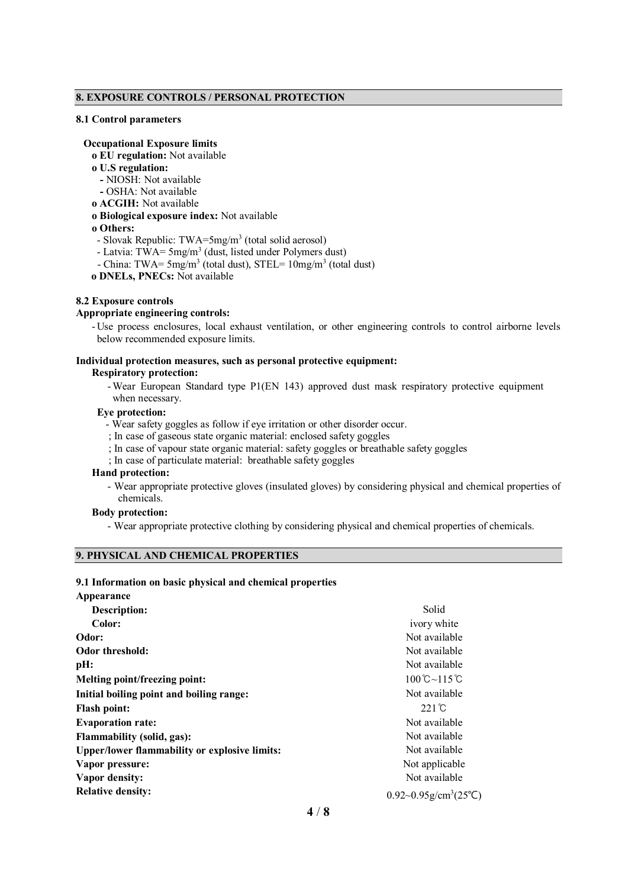## 8. EXPOSURE CONTROLS / PERSONAL PROTECTION

### 8.1 Control parameters

**Occupational Exposure limits**

- **EU regulation:** Not available
- **U.S regulation:**
  - NIOSH: Not available
  - OSHA: Not available
- **ACGIH:** Not available
- **Biological exposure index:** Not available
- **Others:**
  - Slovak Republic: TWA=5mg/m$^3$ (total solid aerosol)
  - Latvia: TWA= 5mg/m$^3$ (dust, listed under Polymers dust)
  - China: TWA= 5mg/m$^3$ (total dust), STEL= 10mg/m$^3$ (total dust)
- **DNELs, PNECs:** Not available

### 8.2 Exposure controls

**Appropriate engineering controls:**

- Use process enclosures, local exhaust ventilation, or other engineering controls to control airborne levels below recommended exposure limits.

**Individual protection measures, such as personal protective equipment:**

**Respiratory protection:**

- Wear European Standard type P1(EN 143) approved dust mask respiratory protective equipment when necessary.

**Eye protection:**

- Wear safety goggles as follow if eye irritation or other disorder occur.
  - ; In case of gaseous state organic material: enclosed safety goggles
  - ; In case of vapour state organic material: safety goggles or breathable safety goggles
  - ; In case of particulate material: breathable safety goggles

**Hand protection:**

- Wear appropriate protective gloves (insulated gloves) by considering physical and chemical properties of chemicals.

**Body protection:**

- Wear appropriate protective clothing by considering physical and chemical properties of chemicals.

## 9. PHYSICAL AND CHEMICAL PROPERTIES

### 9.1 Information on basic physical and chemical properties

| Property | Value |
|---|---|
| **Appearance** | |
| **Description:** | Solid |
| **Color:** | ivory white |
| **Odor:** | Not available |
| **Odor threshold:** | Not available |
| **pH:** | Not available |
| **Melting point/freezing point:** | 100℃~115℃ |
| **Initial boiling point and boiling range:** | Not available |
| **Flash point:** | 221℃ |
| **Evaporation rate:** | Not available |
| **Flammability (solid, gas):** | Not available |
| **Upper/lower flammability or explosive limits:** | Not available |
| **Vapor pressure:** | Not applicable |
| **Vapor density:** | Not available |
| **Relative density:** | 0.92~0.95g/cm$^3$(25℃) |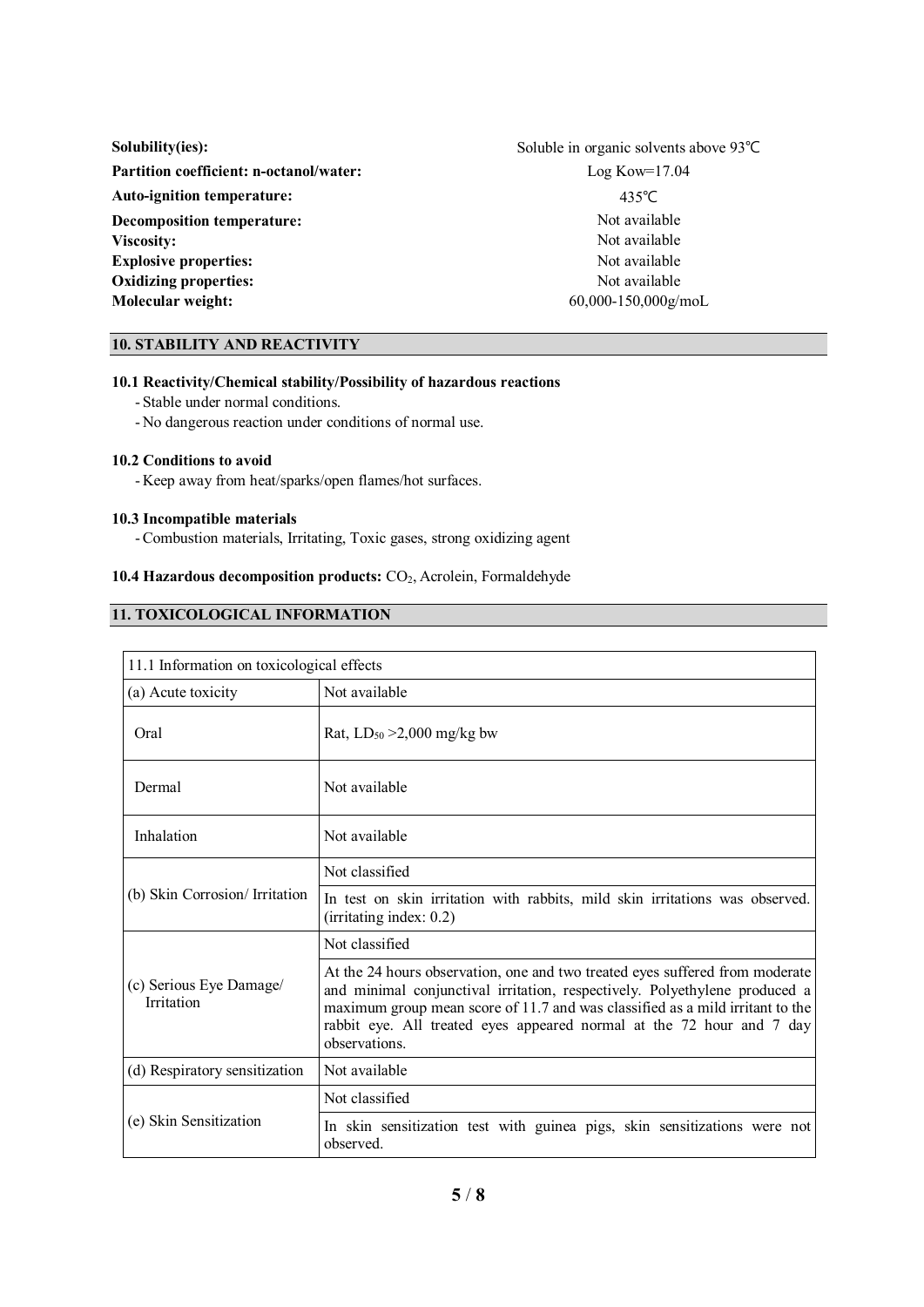| | |
|---|---|
| **Solubility(ies):** | Soluble in organic solvents above 93℃ |
| **Partition coefficient: n-octanol/water:** | Log Kow=17.04 |
| **Auto-ignition temperature:** | 435℃ |
| **Decomposition temperature:** | Not available |
| **Viscosity:** | Not available |
| **Explosive properties:** | Not available |
| **Oxidizing properties:** | Not available |
| **Molecular weight:** | 60,000-150,000g/moL |

## 10. STABILITY AND REACTIVITY

### 10.1 Reactivity/Chemical stability/Possibility of hazardous reactions

- Stable under normal conditions.
- No dangerous reaction under conditions of normal use.

### 10.2 Conditions to avoid

- Keep away from heat/sparks/open flames/hot surfaces.

### 10.3 Incompatible materials

- Combustion materials, Irritating, Toxic gases, strong oxidizing agent

### 10.4 Hazardous decomposition products: $CO_2$, Acrolein, Formaldehyde

## 11. TOXICOLOGICAL INFORMATION

| 11.1 Information on toxicological effects | |
|---|---|
| (a) Acute toxicity | Not available |
| Oral | Rat, $LD_{50}$ >2,000 mg/kg bw |
| Dermal | Not available |
| Inhalation | Not available |
| (b) Skin Corrosion/ Irritation | Not classified |
| | In test on skin irritation with rabbits, mild skin irritations was observed. (irritating index: 0.2) |
| (c) Serious Eye Damage/ Irritation | Not classified |
| | At the 24 hours observation, one and two treated eyes suffered from moderate and minimal conjunctival irritation, respectively. Polyethylene produced a maximum group mean score of 11.7 and was classified as a mild irritant to the rabbit eye. All treated eyes appeared normal at the 72 hour and 7 day observations. |
| (d) Respiratory sensitization | Not available |
| (e) Skin Sensitization | Not classified |
| | In skin sensitization test with guinea pigs, skin sensitizations were not observed. |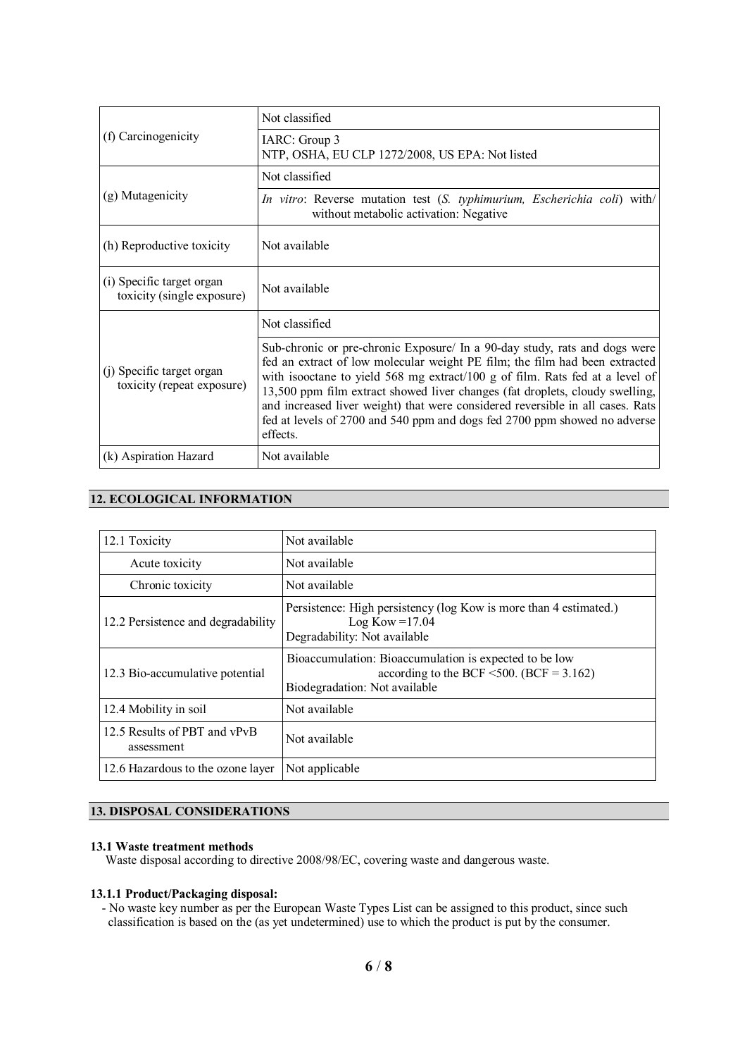| | |
|---|---|
| (f) Carcinogenicity | Not classified |
| | IARC: Group 3<br>NTP, OSHA, EU CLP 1272/2008, US EPA: Not listed |
| (g) Mutagenicity | Not classified |
| | *In vitro*: Reverse mutation test (*S. typhimurium, Escherichia coli*) with/ without metabolic activation: Negative |
| (h) Reproductive toxicity | Not available |
| (i) Specific target organ toxicity (single exposure) | Not available |
| (j) Specific target organ toxicity (repeat exposure) | Not classified |
| | Sub-chronic or pre-chronic Exposure/ In a 90-day study, rats and dogs were fed an extract of low molecular weight PE film; the film had been extracted with isooctane to yield 568 mg extract/100 g of film. Rats fed at a level of 13,500 ppm film extract showed liver changes (fat droplets, cloudy swelling, and increased liver weight) that were considered reversible in all cases. Rats fed at levels of 2700 and 540 ppm and dogs fed 2700 ppm showed no adverse effects. |
| (k) Aspiration Hazard | Not available |

## 12. ECOLOGICAL INFORMATION

| | |
|---|---|
| 12.1 Toxicity | Not available |
| Acute toxicity | Not available |
| Chronic toxicity | Not available |
| 12.2 Persistence and degradability | Persistence: High persistency (log Kow is more than 4 estimated.)<br>Log Kow =17.04<br>Degradability: Not available |
| 12.3 Bio-accumulative potential | Bioaccumulation: Bioaccumulation is expected to be low according to the BCF <500. (BCF = 3.162)<br>Biodegradation: Not available |
| 12.4 Mobility in soil | Not available |
| 12.5 Results of PBT and vPvB assessment | Not available |
| 12.6 Hazardous to the ozone layer | Not applicable |

## 13. DISPOSAL CONSIDERATIONS

**13.1 Waste treatment methods**

Waste disposal according to directive 2008/98/EC, covering waste and dangerous waste.

**13.1.1 Product/Packaging disposal:**

- No waste key number as per the European Waste Types List can be assigned to this product, since such classification is based on the (as yet undetermined) use to which the product is put by the consumer.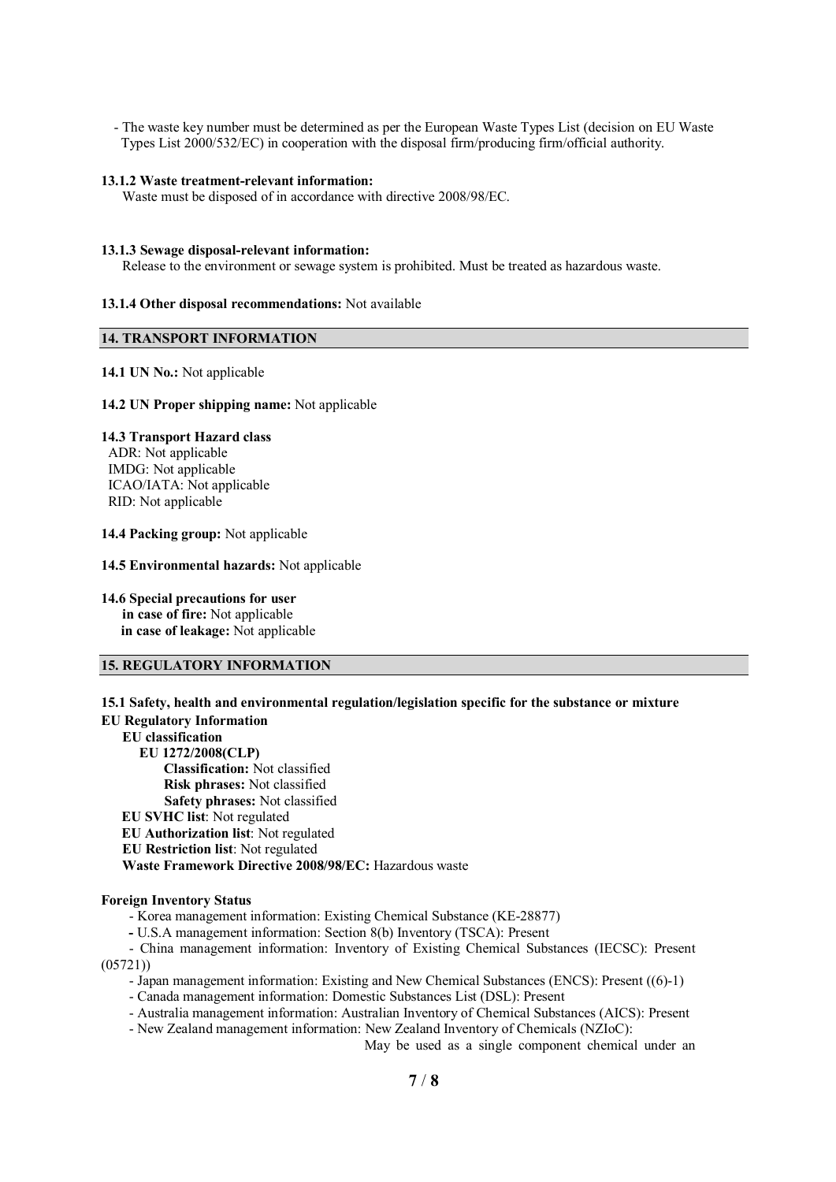- The waste key number must be determined as per the European Waste Types List (decision on EU Waste Types List 2000/532/EC) in cooperation with the disposal firm/producing firm/official authority.

**13.1.2 Waste treatment-relevant information:**

Waste must be disposed of in accordance with directive 2008/98/EC.

**13.1.3 Sewage disposal-relevant information:**

Release to the environment or sewage system is prohibited. Must be treated as hazardous waste.

**13.1.4 Other disposal recommendations:** Not available

## 14. TRANSPORT INFORMATION

**14.1 UN No.:** Not applicable

**14.2 UN Proper shipping name:** Not applicable

**14.3 Transport Hazard class**

ADR: Not applicable
IMDG: Not applicable
ICAO/IATA: Not applicable
RID: Not applicable

**14.4 Packing group:** Not applicable

**14.5 Environmental hazards:** Not applicable

**14.6 Special precautions for user**

**in case of fire:** Not applicable
**in case of leakage:** Not applicable

## 15. REGULATORY INFORMATION

**15.1 Safety, health and environmental regulation/legislation specific for the substance or mixture**

**EU Regulatory Information**

- **EU classification**
  - **EU 1272/2008(CLP)**
    - **Classification:** Not classified
    - **Risk phrases:** Not classified
    - **Safety phrases:** Not classified
- **EU SVHC list**: Not regulated
- **EU Authorization list**: Not regulated
- **EU Restriction list**: Not regulated
- **Waste Framework Directive 2008/98/EC:** Hazardous waste

**Foreign Inventory Status**

- Korea management information: Existing Chemical Substance (KE-28877)
- U.S.A management information: Section 8(b) Inventory (TSCA): Present
- China management information: Inventory of Existing Chemical Substances (IECSC): Present (05721))
- Japan management information: Existing and New Chemical Substances (ENCS): Present ((6)-1)
- Canada management information: Domestic Substances List (DSL): Present
- Australia management information: Australian Inventory of Chemical Substances (AICS): Present
- New Zealand management information: New Zealand Inventory of Chemicals (NZIoC): May be used as a single component chemical under an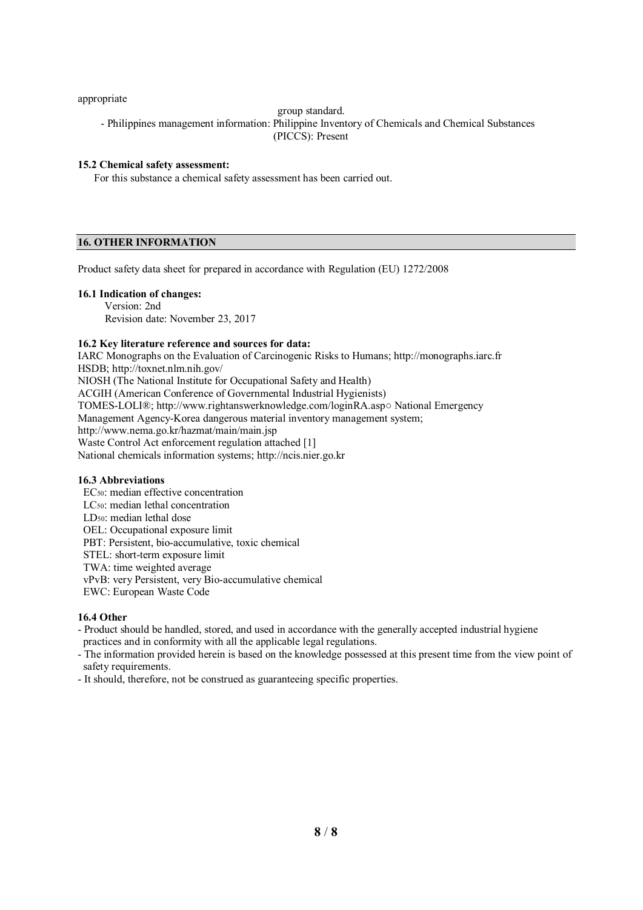appropriate

group standard.

- Philippines management information: Philippine Inventory of Chemicals and Chemical Substances (PICCS): Present

**15.2 Chemical safety assessment:**

For this substance a chemical safety assessment has been carried out.

## 16. OTHER INFORMATION

Product safety data sheet for prepared in accordance with Regulation (EU) 1272/2008

**16.1 Indication of changes:**

Version: 2nd
Revision date: November 23, 2017

**16.2 Key literature reference and sources for data:**

IARC Monographs on the Evaluation of Carcinogenic Risks to Humans; http://monographs.iarc.fr
HSDB; http://toxnet.nlm.nih.gov/
NIOSH (The National Institute for Occupational Safety and Health)
ACGIH (American Conference of Governmental Industrial Hygienists)
TOMES-LOLI®; http://www.rightanswerknowledge.com/loginRA.asp○ National Emergency Management Agency-Korea dangerous material inventory management system; http://www.nema.go.kr/hazmat/main/main.jsp
Waste Control Act enforcement regulation attached [1]
National chemicals information systems; http://ncis.nier.go.kr

**16.3 Abbreviations**

$EC_{50}$: median effective concentration
$LC_{50}$: median lethal concentration
$LD_{50}$: median lethal dose
OEL: Occupational exposure limit
PBT: Persistent, bio-accumulative, toxic chemical
STEL: short-term exposure limit
TWA: time weighted average
vPvB: very Persistent, very Bio-accumulative chemical
EWC: European Waste Code

**16.4 Other**

- Product should be handled, stored, and used in accordance with the generally accepted industrial hygiene practices and in conformity with all the applicable legal regulations.
- The information provided herein is based on the knowledge possessed at this present time from the view point of safety requirements.
- It should, therefore, not be construed as guaranteeing specific properties.